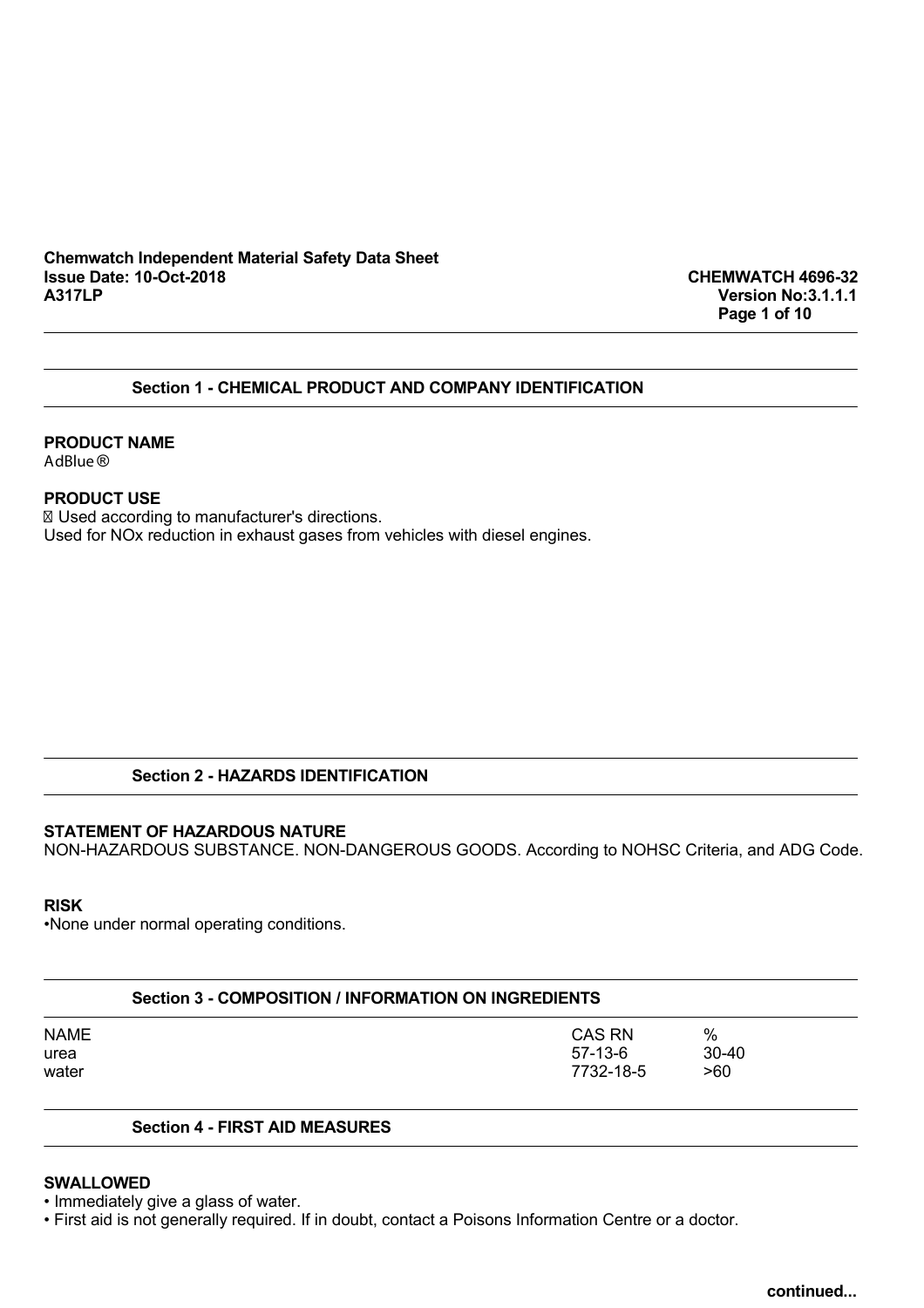**Chemwatch Independent Material Safety Data Sheet**
**Issue Date: 10-Oct-2018**
**A317LP**

**CHEMWATCH 4696-32**
**Version No:3.1.1.1**

## Section 1 - CHEMICAL PRODUCT AND COMPANY IDENTIFICATION

**PRODUCT NAME**
AdBlue®

**PRODUCT USE**
 Used according to manufacturer's directions.
Used for NOx reduction in exhaust gases from vehicles with diesel engines.

## Section 2 - HAZARDS IDENTIFICATION

**STATEMENT OF HAZARDOUS NATURE**
NON-HAZARDOUS SUBSTANCE. NON-DANGEROUS GOODS. According to NOHSC Criteria, and ADG Code.

**RISK**
•None under normal operating conditions.

## Section 3 - COMPOSITION / INFORMATION ON INGREDIENTS

| NAME | CAS RN | % |
|---|---|---|
| urea | 57-13-6 | 30-40 |
| water | 7732-18-5 | >60 |

## Section 4 - FIRST AID MEASURES

**SWALLOWED**
• Immediately give a glass of water.
• First aid is not generally required. If in doubt, contact a Poisons Information Centre or a doctor.

continued...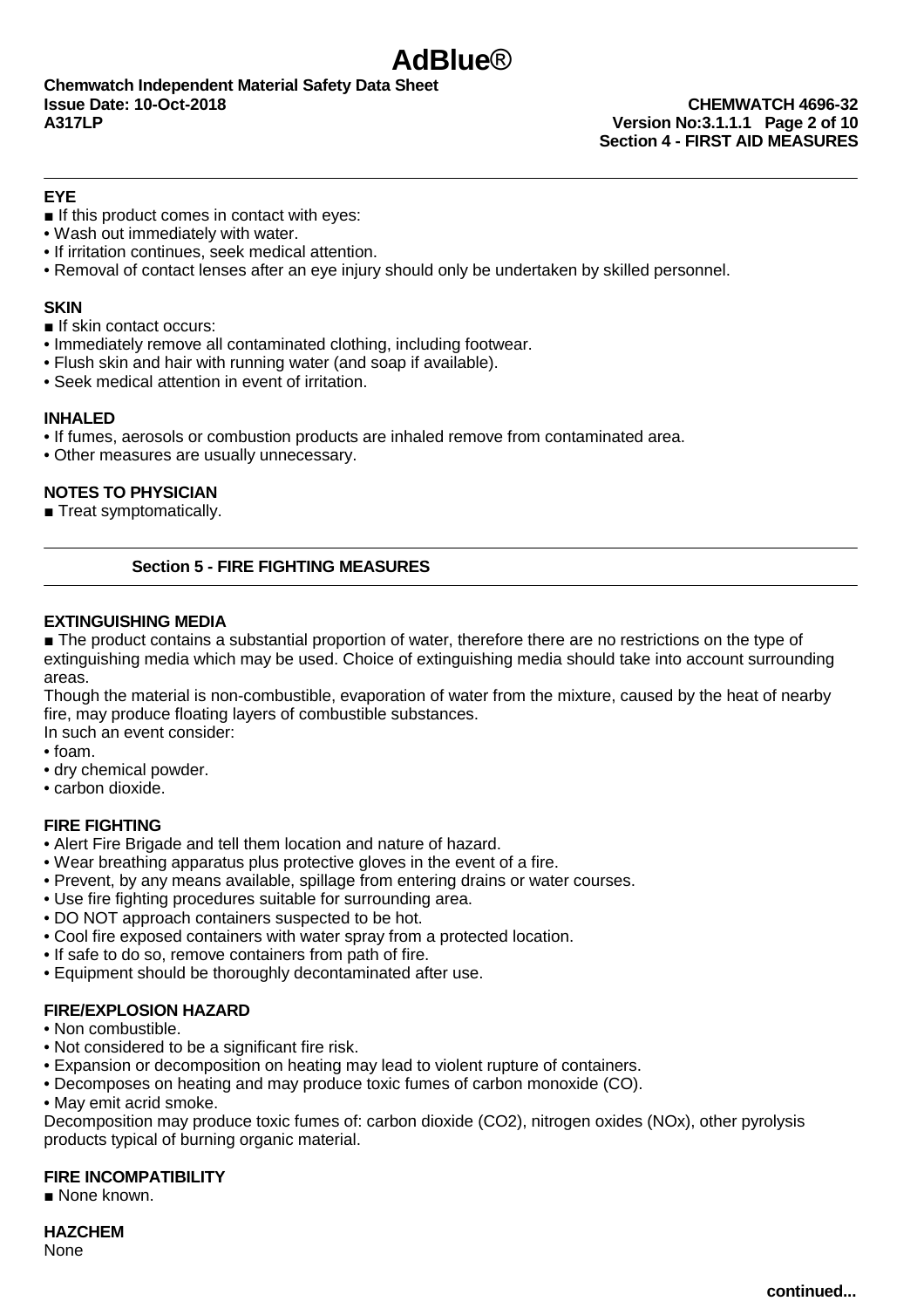## Section 4 - FIRST AID MEASURES

### EYE

■ If this product comes in contact with eyes:

- Wash out immediately with water.
- If irritation continues, seek medical attention.
- Removal of contact lenses after an eye injury should only be undertaken by skilled personnel.

### SKIN

■ If skin contact occurs:

- Immediately remove all contaminated clothing, including footwear.
- Flush skin and hair with running water (and soap if available).
- Seek medical attention in event of irritation.

### INHALED

- If fumes, aerosols or combustion products are inhaled remove from contaminated area.
- Other measures are usually unnecessary.

### NOTES TO PHYSICIAN

■ Treat symptomatically.

## Section 5 - FIRE FIGHTING MEASURES

### EXTINGUISHING MEDIA

■ The product contains a substantial proportion of water, therefore there are no restrictions on the type of extinguishing media which may be used. Choice of extinguishing media should take into account surrounding areas.

Though the material is non-combustible, evaporation of water from the mixture, caused by the heat of nearby fire, may produce floating layers of combustible substances.

In such an event consider:

- foam.
- dry chemical powder.
- carbon dioxide.

### FIRE FIGHTING

- Alert Fire Brigade and tell them location and nature of hazard.
- Wear breathing apparatus plus protective gloves in the event of a fire.
- Prevent, by any means available, spillage from entering drains or water courses.
- Use fire fighting procedures suitable for surrounding area.
- DO NOT approach containers suspected to be hot.
- Cool fire exposed containers with water spray from a protected location.
- If safe to do so, remove containers from path of fire.
- Equipment should be thoroughly decontaminated after use.

### FIRE/EXPLOSION HAZARD

- Non combustible.
- Not considered to be a significant fire risk.
- Expansion or decomposition on heating may lead to violent rupture of containers.
- Decomposes on heating and may produce toxic fumes of carbon monoxide (CO).
- May emit acrid smoke.

Decomposition may produce toxic fumes of: carbon dioxide ($CO_2$), nitrogen oxides ($NO_x$), other pyrolysis products typical of burning organic material.

### FIRE INCOMPATIBILITY

■ None known.

### HAZCHEM

None

continued...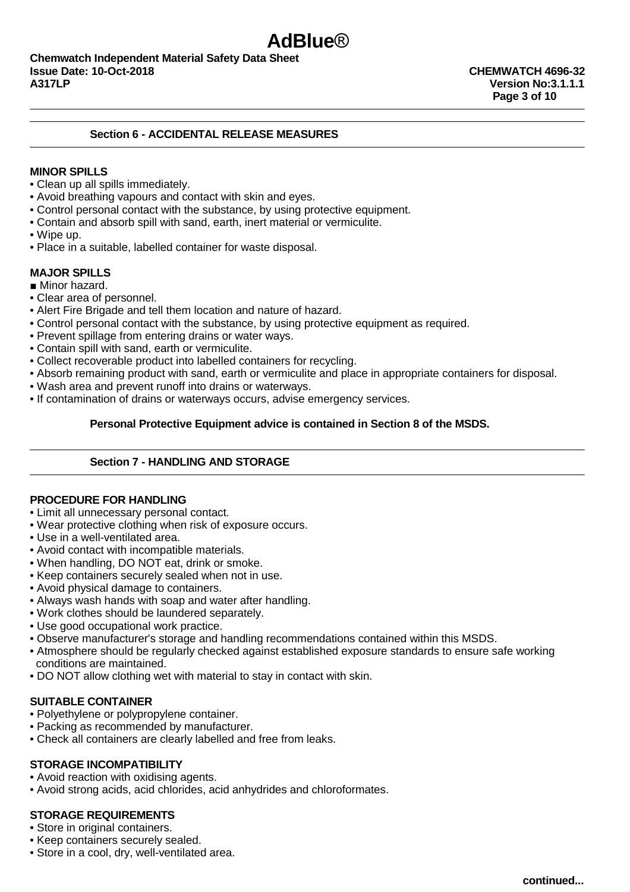## Section 6 - ACCIDENTAL RELEASE MEASURES

### MINOR SPILLS

- Clean up all spills immediately.
- Avoid breathing vapours and contact with skin and eyes.
- Control personal contact with the substance, by using protective equipment.
- Contain and absorb spill with sand, earth, inert material or vermiculite.
- Wipe up.
- Place in a suitable, labelled container for waste disposal.

### MAJOR SPILLS

■ Minor hazard.

- Clear area of personnel.
- Alert Fire Brigade and tell them location and nature of hazard.
- Control personal contact with the substance, by using protective equipment as required.
- Prevent spillage from entering drains or water ways.
- Contain spill with sand, earth or vermiculite.
- Collect recoverable product into labelled containers for recycling.
- Absorb remaining product with sand, earth or vermiculite and place in appropriate containers for disposal.
- Wash area and prevent runoff into drains or waterways.
- If contamination of drains or waterways occurs, advise emergency services.

**Personal Protective Equipment advice is contained in Section 8 of the MSDS.**

## Section 7 - HANDLING AND STORAGE

### PROCEDURE FOR HANDLING

- Limit all unnecessary personal contact.
- Wear protective clothing when risk of exposure occurs.
- Use in a well-ventilated area.
- Avoid contact with incompatible materials.
- When handling, DO NOT eat, drink or smoke.
- Keep containers securely sealed when not in use.
- Avoid physical damage to containers.
- Always wash hands with soap and water after handling.
- Work clothes should be laundered separately.
- Use good occupational work practice.
- Observe manufacturer's storage and handling recommendations contained within this MSDS.
- Atmosphere should be regularly checked against established exposure standards to ensure safe working conditions are maintained.
- DO NOT allow clothing wet with material to stay in contact with skin.

### SUITABLE CONTAINER

- Polyethylene or polypropylene container.
- Packing as recommended by manufacturer.
- Check all containers are clearly labelled and free from leaks.

### STORAGE INCOMPATIBILITY

- Avoid reaction with oxidising agents.
- Avoid strong acids, acid chlorides, acid anhydrides and chloroformates.

### STORAGE REQUIREMENTS

- Store in original containers.
- Keep containers securely sealed.
- Store in a cool, dry, well-ventilated area.

**continued...**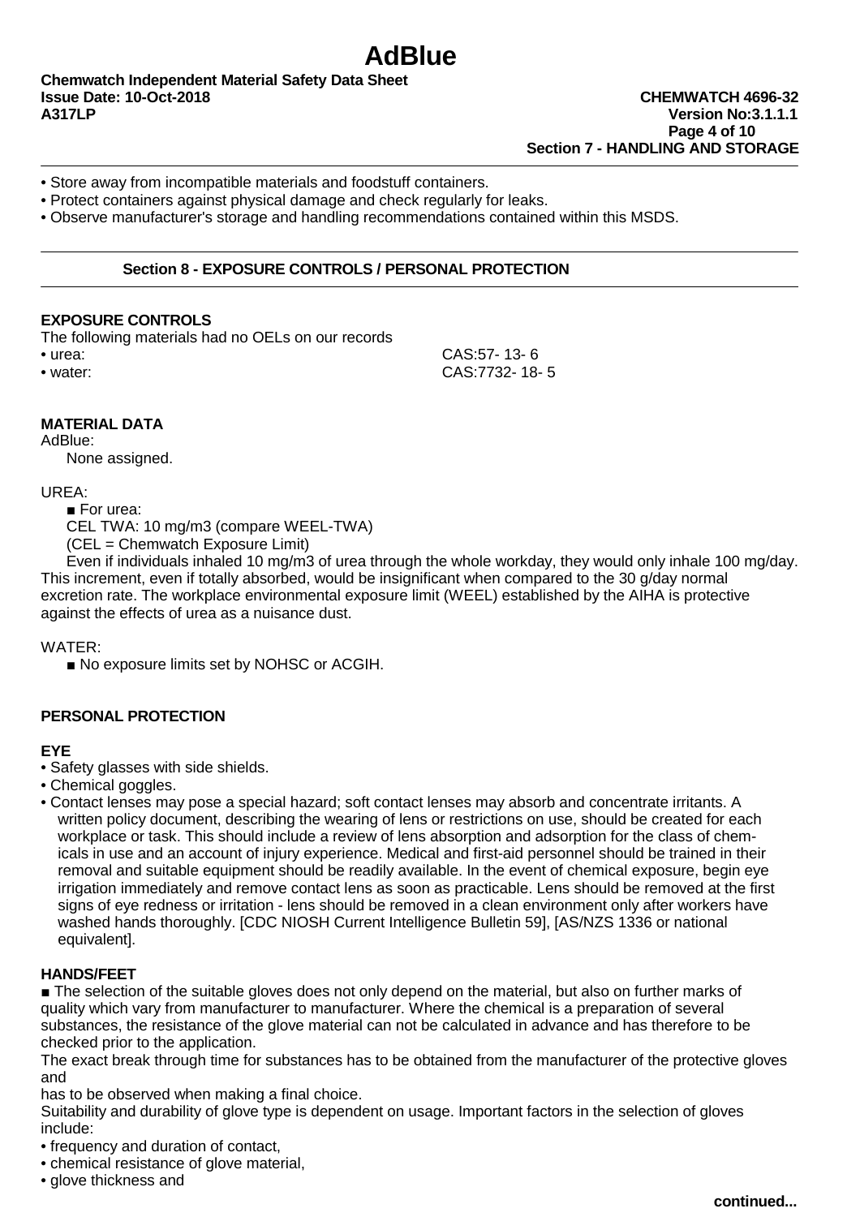- Store away from incompatible materials and foodstuff containers.
- Protect containers against physical damage and check regularly for leaks.
- Observe manufacturer's storage and handling recommendations contained within this MSDS.

## Section 8 - EXPOSURE CONTROLS / PERSONAL PROTECTION

### EXPOSURE CONTROLS

The following materials had no OELs on our records

| | |
|---|---|
| • urea: | CAS:57- 13- 6 |
| • water: | CAS:7732- 18- 5 |

### MATERIAL DATA

AdBlue:

None assigned.

UREA:

■ For urea:

CEL TWA: 10 mg/m3 (compare WEEL-TWA)

(CEL = Chemwatch Exposure Limit)

Even if individuals inhaled 10 mg/m3 of urea through the whole workday, they would only inhale 100 mg/day. This increment, even if totally absorbed, would be insignificant when compared to the 30 g/day normal excretion rate. The workplace environmental exposure limit (WEEL) established by the AIHA is protective against the effects of urea as a nuisance dust.

WATER:

■ No exposure limits set by NOHSC or ACGIH.

### PERSONAL PROTECTION

#### EYE

- Safety glasses with side shields.
- Chemical goggles.
- Contact lenses may pose a special hazard; soft contact lenses may absorb and concentrate irritants. A written policy document, describing the wearing of lens or restrictions on use, should be created for each workplace or task. This should include a review of lens absorption and adsorption for the class of chemicals in use and an account of injury experience. Medical and first-aid personnel should be trained in their removal and suitable equipment should be readily available. In the event of chemical exposure, begin eye irrigation immediately and remove contact lens as soon as practicable. Lens should be removed at the first signs of eye redness or irritation - lens should be removed in a clean environment only after workers have washed hands thoroughly. [CDC NIOSH Current Intelligence Bulletin 59], [AS/NZS 1336 or national equivalent].

#### HANDS/FEET

■ The selection of the suitable gloves does not only depend on the material, but also on further marks of quality which vary from manufacturer to manufacturer. Where the chemical is a preparation of several substances, the resistance of the glove material can not be calculated in advance and has therefore to be checked prior to the application.

The exact break through time for substances has to be obtained from the manufacturer of the protective gloves and

has to be observed when making a final choice.

Suitability and durability of glove type is dependent on usage. Important factors in the selection of gloves include:

- frequency and duration of contact,
- chemical resistance of glove material,
- glove thickness and

continued...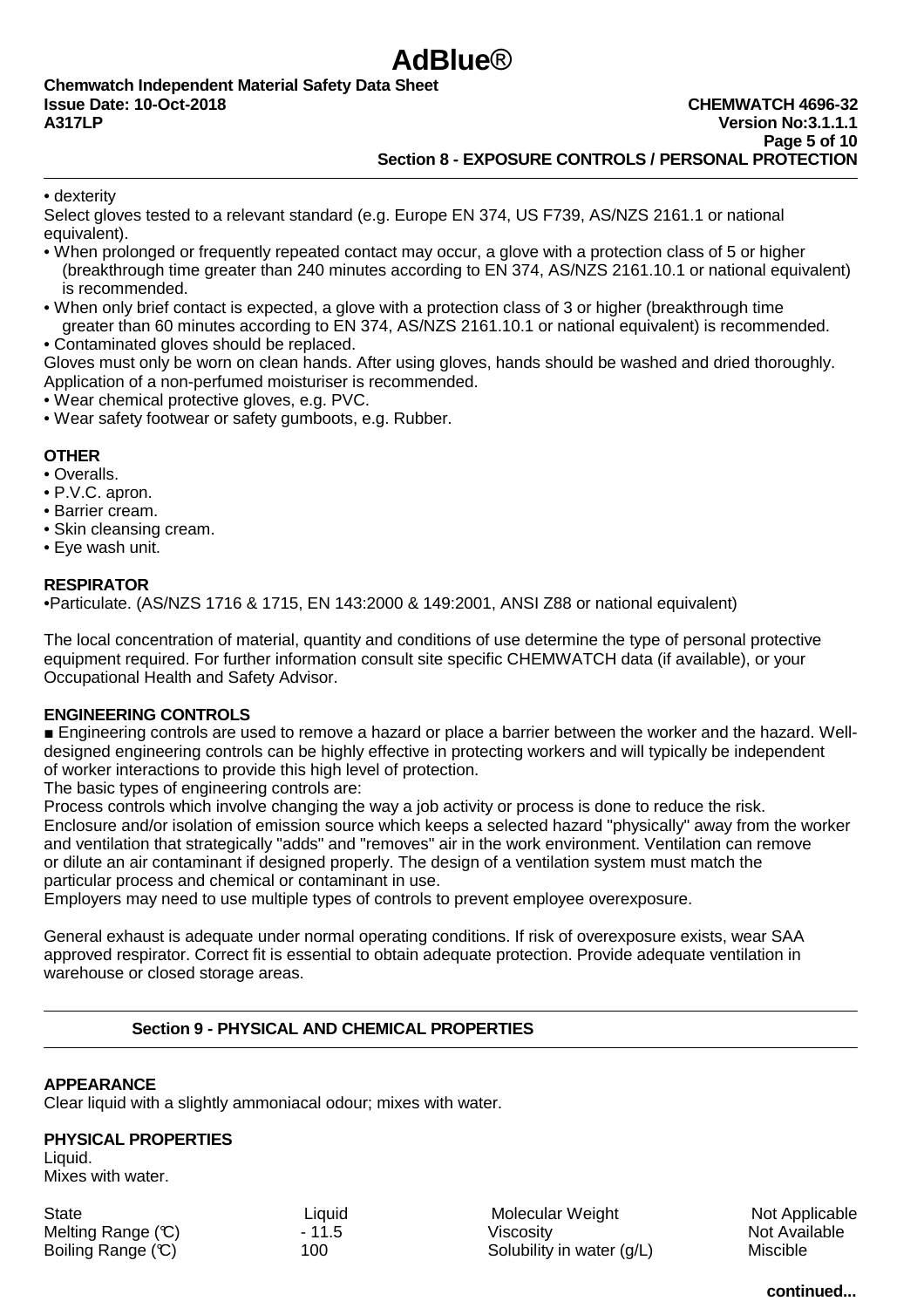• dexterity

Select gloves tested to a relevant standard (e.g. Europe EN 374, US F739, AS/NZS 2161.1 or national equivalent).

- When prolonged or frequently repeated contact may occur, a glove with a protection class of 5 or higher (breakthrough time greater than 240 minutes according to EN 374, AS/NZS 2161.10.1 or national equivalent) is recommended.
- When only brief contact is expected, a glove with a protection class of 3 or higher (breakthrough time greater than 60 minutes according to EN 374, AS/NZS 2161.10.1 or national equivalent) is recommended.
- Contaminated gloves should be replaced.

Gloves must only be worn on clean hands. After using gloves, hands should be washed and dried thoroughly. Application of a non-perfumed moisturiser is recommended.

- Wear chemical protective gloves, e.g. PVC.
- Wear safety footwear or safety gumboots, e.g. Rubber.

**OTHER**

- Overalls.
- P.V.C. apron.
- Barrier cream.
- Skin cleansing cream.
- Eye wash unit.

**RESPIRATOR**

•Particulate. (AS/NZS 1716 & 1715, EN 143:2000 & 149:2001, ANSI Z88 or national equivalent)

The local concentration of material, quantity and conditions of use determine the type of personal protective equipment required. For further information consult site specific CHEMWATCH data (if available), or your Occupational Health and Safety Advisor.

**ENGINEERING CONTROLS**

■ Engineering controls are used to remove a hazard or place a barrier between the worker and the hazard. Well-designed engineering controls can be highly effective in protecting workers and will typically be independent of worker interactions to provide this high level of protection.

The basic types of engineering controls are:

Process controls which involve changing the way a job activity or process is done to reduce the risk.

Enclosure and/or isolation of emission source which keeps a selected hazard "physically" away from the worker and ventilation that strategically "adds" and "removes" air in the work environment. Ventilation can remove or dilute an air contaminant if designed properly. The design of a ventilation system must match the particular process and chemical or contaminant in use.

Employers may need to use multiple types of controls to prevent employee overexposure.

General exhaust is adequate under normal operating conditions. If risk of overexposure exists, wear SAA approved respirator. Correct fit is essential to obtain adequate protection. Provide adequate ventilation in warehouse or closed storage areas.

## Section 9 - PHYSICAL AND CHEMICAL PROPERTIES

**APPEARANCE**

Clear liquid with a slightly ammoniacal odour; mixes with water.

**PHYSICAL PROPERTIES**

Liquid.
Mixes with water.

| | | | |
|---|---|---|---|
| State | Liquid | Molecular Weight | Not Applicable |
| Melting Range (℃) | - 11.5 | Viscosity | Not Available |
| Boiling Range (℃) | 100 | Solubility in water (g/L) | Miscible |

continued...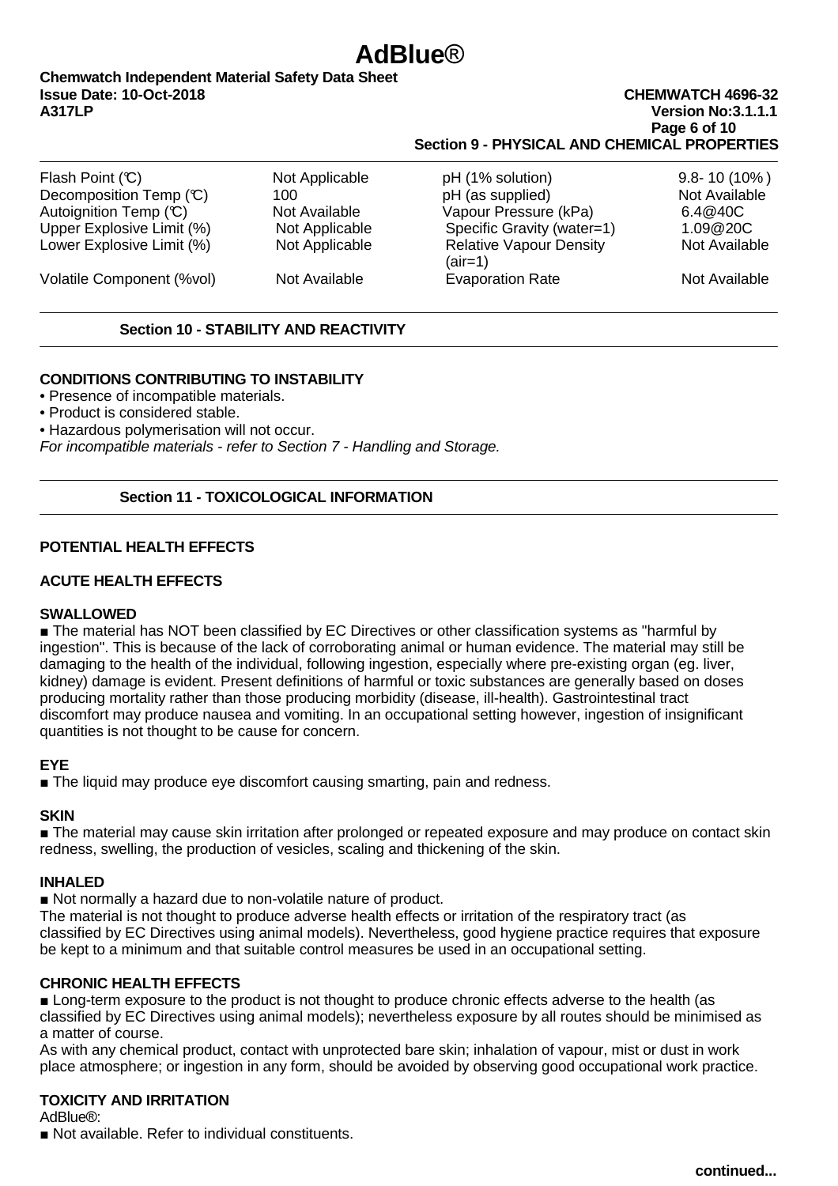## Section 9 - PHYSICAL AND CHEMICAL PROPERTIES

| | | | |
|---|---|---|---|
| Flash Point (℃) | Not Applicable | pH (1% solution) | 9.8- 10 (10% ) |
| Decomposition Temp (℃) | 100 | pH (as supplied) | Not Available |
| Autoignition Temp (℃) | Not Available | Vapour Pressure (kPa) | 6.4@40C |
| Upper Explosive Limit (%) | Not Applicable | Specific Gravity (water=1) | 1.09@20C |
| Lower Explosive Limit (%) | Not Applicable | Relative Vapour Density (air=1) | Not Available |
| Volatile Component (%vol) | Not Available | Evaporation Rate | Not Available |

## Section 10 - STABILITY AND REACTIVITY

### CONDITIONS CONTRIBUTING TO INSTABILITY

- Presence of incompatible materials.
- Product is considered stable.
- Hazardous polymerisation will not occur.

*For incompatible materials - refer to Section 7 - Handling and Storage.*

## Section 11 - TOXICOLOGICAL INFORMATION

### POTENTIAL HEALTH EFFECTS

### ACUTE HEALTH EFFECTS

#### SWALLOWED

■ The material has NOT been classified by EC Directives or other classification systems as "harmful by ingestion". This is because of the lack of corroborating animal or human evidence. The material may still be damaging to the health of the individual, following ingestion, especially where pre-existing organ (eg. liver, kidney) damage is evident. Present definitions of harmful or toxic substances are generally based on doses producing mortality rather than those producing morbidity (disease, ill-health). Gastrointestinal tract discomfort may produce nausea and vomiting. In an occupational setting however, ingestion of insignificant quantities is not thought to be cause for concern.

#### EYE

■ The liquid may produce eye discomfort causing smarting, pain and redness.

#### SKIN

■ The material may cause skin irritation after prolonged or repeated exposure and may produce on contact skin redness, swelling, the production of vesicles, scaling and thickening of the skin.

#### INHALED

■ Not normally a hazard due to non-volatile nature of product.
The material is not thought to produce adverse health effects or irritation of the respiratory tract (as classified by EC Directives using animal models). Nevertheless, good hygiene practice requires that exposure be kept to a minimum and that suitable control measures be used in an occupational setting.

### CHRONIC HEALTH EFFECTS

■ Long-term exposure to the product is not thought to produce chronic effects adverse to the health (as classified by EC Directives using animal models); nevertheless exposure by all routes should be minimised as a matter of course.
As with any chemical product, contact with unprotected bare skin; inhalation of vapour, mist or dust in work place atmosphere; or ingestion in any form, should be avoided by observing good occupational work practice.

### TOXICITY AND IRRITATION

AdBlue®:
■ Not available. Refer to individual constituents.

**continued...**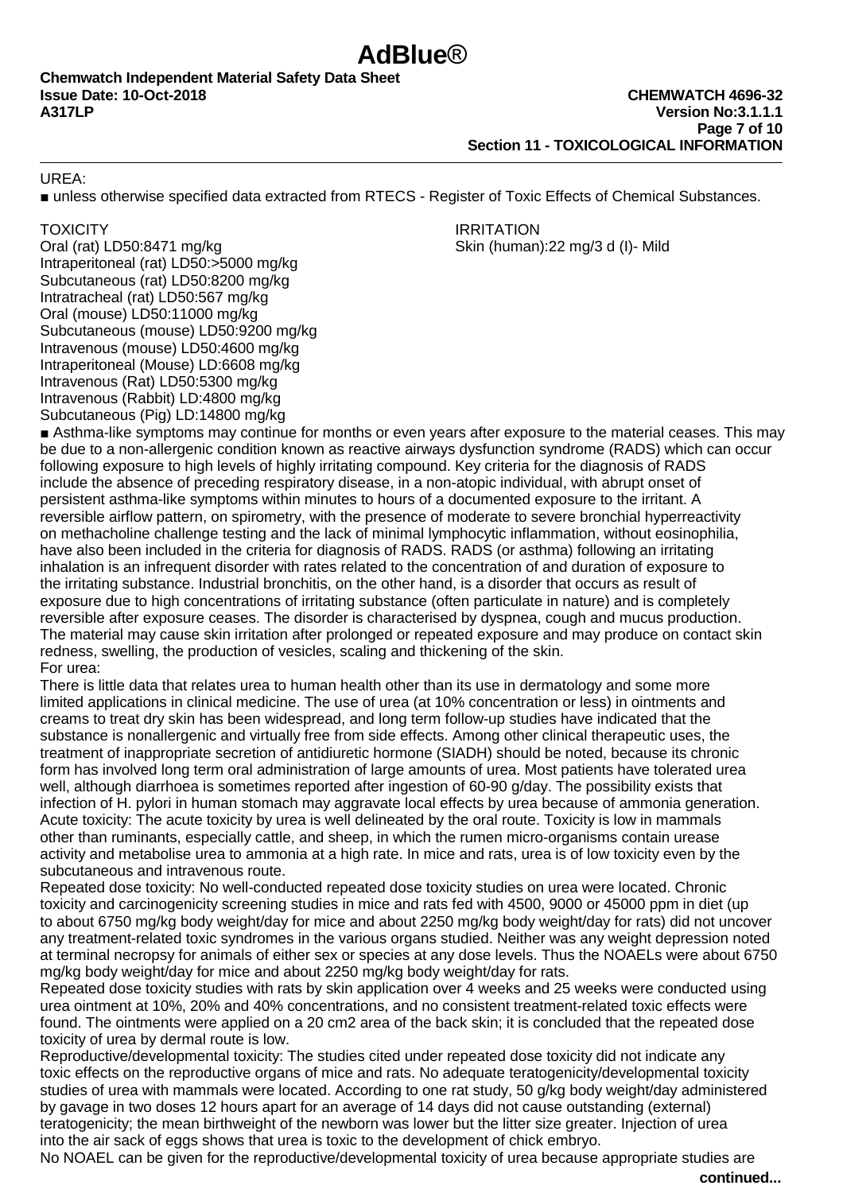UREA:

■ unless otherwise specified data extracted from RTECS - Register of Toxic Effects of Chemical Substances.

| TOXICITY | IRRITATION |
| --- | --- |
| Oral (rat) LD50:8471 mg/kg | Skin (human):22 mg/3 d (I)- Mild |
| Intraperitoneal (rat) LD50:>5000 mg/kg | |
| Subcutaneous (rat) LD50:8200 mg/kg | |
| Intratracheal (rat) LD50:567 mg/kg | |
| Oral (mouse) LD50:11000 mg/kg | |
| Subcutaneous (mouse) LD50:9200 mg/kg | |
| Intravenous (mouse) LD50:4600 mg/kg | |
| Intraperitoneal (Mouse) LD:6608 mg/kg | |
| Intravenous (Rat) LD50:5300 mg/kg | |
| Intravenous (Rabbit) LD:4800 mg/kg | |
| Subcutaneous (Pig) LD:14800 mg/kg | |

■ Asthma-like symptoms may continue for months or even years after exposure to the material ceases. This may be due to a non-allergenic condition known as reactive airways dysfunction syndrome (RADS) which can occur following exposure to high levels of highly irritating compound. Key criteria for the diagnosis of RADS include the absence of preceding respiratory disease, in a non-atopic individual, with abrupt onset of persistent asthma-like symptoms within minutes to hours of a documented exposure to the irritant. A reversible airflow pattern, on spirometry, with the presence of moderate to severe bronchial hyperreactivity on methacholine challenge testing and the lack of minimal lymphocytic inflammation, without eosinophilia, have also been included in the criteria for diagnosis of RADS. RADS (or asthma) following an irritating inhalation is an infrequent disorder with rates related to the concentration of and duration of exposure to the irritating substance. Industrial bronchitis, on the other hand, is a disorder that occurs as result of exposure due to high concentrations of irritating substance (often particulate in nature) and is completely reversible after exposure ceases. The disorder is characterised by dyspnea, cough and mucus production.
The material may cause skin irritation after prolonged or repeated exposure and may produce on contact skin redness, swelling, the production of vesicles, scaling and thickening of the skin.
For urea:
There is little data that relates urea to human health other than its use in dermatology and some more limited applications in clinical medicine. The use of urea (at 10% concentration or less) in ointments and creams to treat dry skin has been widespread, and long term follow-up studies have indicated that the substance is nonallergenic and virtually free from side effects. Among other clinical therapeutic uses, the treatment of inappropriate secretion of antidiuretic hormone (SIADH) should be noted, because its chronic form has involved long term oral administration of large amounts of urea. Most patients have tolerated urea well, although diarrhoea is sometimes reported after ingestion of 60-90 g/day. The possibility exists that infection of H. pylori in human stomach may aggravate local effects by urea because of ammonia generation.
Acute toxicity: The acute toxicity by urea is well delineated by the oral route. Toxicity is low in mammals other than ruminants, especially cattle, and sheep, in which the rumen micro-organisms contain urease activity and metabolise urea to ammonia at a high rate. In mice and rats, urea is of low toxicity even by the subcutaneous and intravenous route.
Repeated dose toxicity: No well-conducted repeated dose toxicity studies on urea were located. Chronic toxicity and carcinogenicity screening studies in mice and rats fed with 4500, 9000 or 45000 ppm in diet (up to about 6750 mg/kg body weight/day for mice and about 2250 mg/kg body weight/day for rats) did not uncover any treatment-related toxic syndromes in the various organs studied. Neither was any weight depression noted at terminal necropsy for animals of either sex or species at any dose levels. Thus the NOAELs were about 6750 mg/kg body weight/day for mice and about 2250 mg/kg body weight/day for rats.
Repeated dose toxicity studies with rats by skin application over 4 weeks and 25 weeks were conducted using urea ointment at 10%, 20% and 40% concentrations, and no consistent treatment-related toxic effects were found. The ointments were applied on a 20 cm2 area of the back skin; it is concluded that the repeated dose toxicity of urea by dermal route is low.
Reproductive/developmental toxicity: The studies cited under repeated dose toxicity did not indicate any toxic effects on the reproductive organs of mice and rats. No adequate teratogenicity/developmental toxicity studies of urea with mammals were located. According to one rat study, 50 g/kg body weight/day administered by gavage in two doses 12 hours apart for an average of 14 days did not cause outstanding (external) teratogenicity; the mean birthweight of the newborn was lower but the litter size greater. Injection of urea into the air sack of eggs shows that urea is toxic to the development of chick embryo.
No NOAEL can be given for the reproductive/developmental toxicity of urea because appropriate studies are

continued...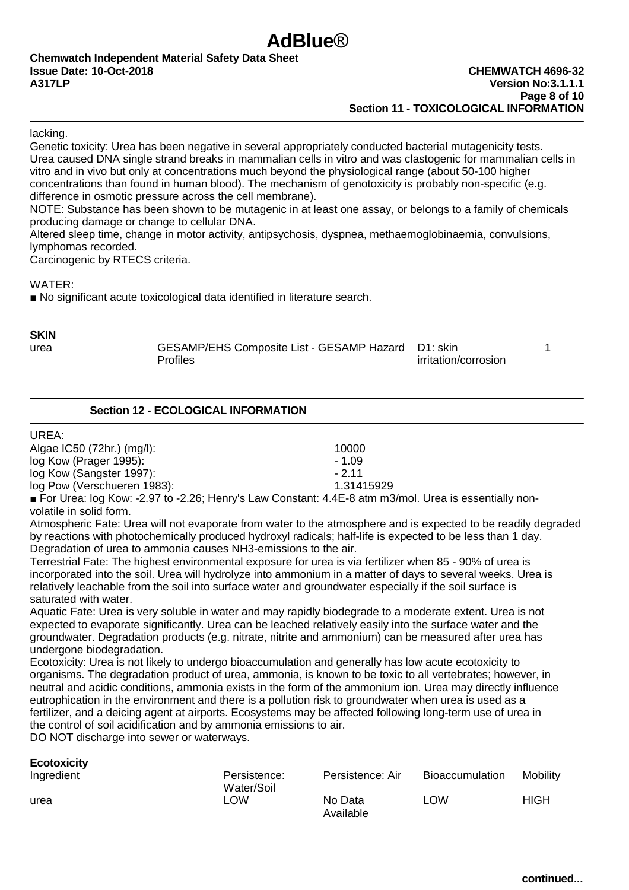lacking.
Genetic toxicity: Urea has been negative in several appropriately conducted bacterial mutagenicity tests. Urea caused DNA single strand breaks in mammalian cells in vitro and was clastogenic for mammalian cells in vitro and in vivo but only at concentrations much beyond the physiological range (about 50-100 higher concentrations than found in human blood). The mechanism of genotoxicity is probably non-specific (e.g. difference in osmotic pressure across the cell membrane).
NOTE: Substance has been shown to be mutagenic in at least one assay, or belongs to a family of chemicals producing damage or change to cellular DNA.
Altered sleep time, change in motor activity, antipsychosis, dyspnea, methaemoglobinaemia, convulsions, lymphomas recorded.
Carcinogenic by RTECS criteria.

WATER:
■ No significant acute toxicological data identified in literature search.

**SKIN**

| | | | |
|---|---|---|---|
| urea | GESAMP/EHS Composite List - GESAMP Hazard Profiles | D1: skin irritation/corrosion | 1 |

## Section 12 - ECOLOGICAL INFORMATION

UREA:

| | |
|---|---|
| Algae IC50 (72hr.) (mg/l): | 10000 |
| log Kow (Prager 1995): | - 1.09 |
| log Kow (Sangster 1997): | - 2.11 |
| log Pow (Verschueren 1983): | 1.31415929 |

■ For Urea: log Kow: -2.97 to -2.26; Henry's Law Constant: 4.4E-8 atm m3/mol. Urea is essentially non-volatile in solid form.
Atmospheric Fate: Urea will not evaporate from water to the atmosphere and is expected to be readily degraded by reactions with photochemically produced hydroxyl radicals; half-life is expected to be less than 1 day. Degradation of urea to ammonia causes $NH_3$-emissions to the air.
Terrestrial Fate: The highest environmental exposure for urea is via fertilizer when 85 - 90% of urea is incorporated into the soil. Urea will hydrolyze into ammonium in a matter of days to several weeks. Urea is relatively leachable from the soil into surface water and groundwater especially if the soil surface is saturated with water.
Aquatic Fate: Urea is very soluble in water and may rapidly biodegrade to a moderate extent. Urea is not expected to evaporate significantly. Urea can be leached relatively easily into the surface water and the groundwater. Degradation products (e.g. nitrate, nitrite and ammonium) can be measured after urea has undergone biodegradation.
Ecotoxicity: Urea is not likely to undergo bioaccumulation and generally has low acute ecotoxicity to organisms. The degradation product of urea, ammonia, is known to be toxic to all vertebrates; however, in neutral and acidic conditions, ammonia exists in the form of the ammonium ion. Urea may directly influence eutrophication in the environment and there is a pollution risk to groundwater when urea is used as a fertilizer, and a deicing agent at airports. Ecosystems may be affected following long-term use of urea in the control of soil acidification and by ammonia emissions to air.
DO NOT discharge into sewer or waterways.

**Ecotoxicity**

| Ingredient | Persistence: Water/Soil | Persistence: Air | Bioaccumulation | Mobility |
|---|---|---|---|---|
| urea | LOW | No Data Available | LOW | HIGH |

continued...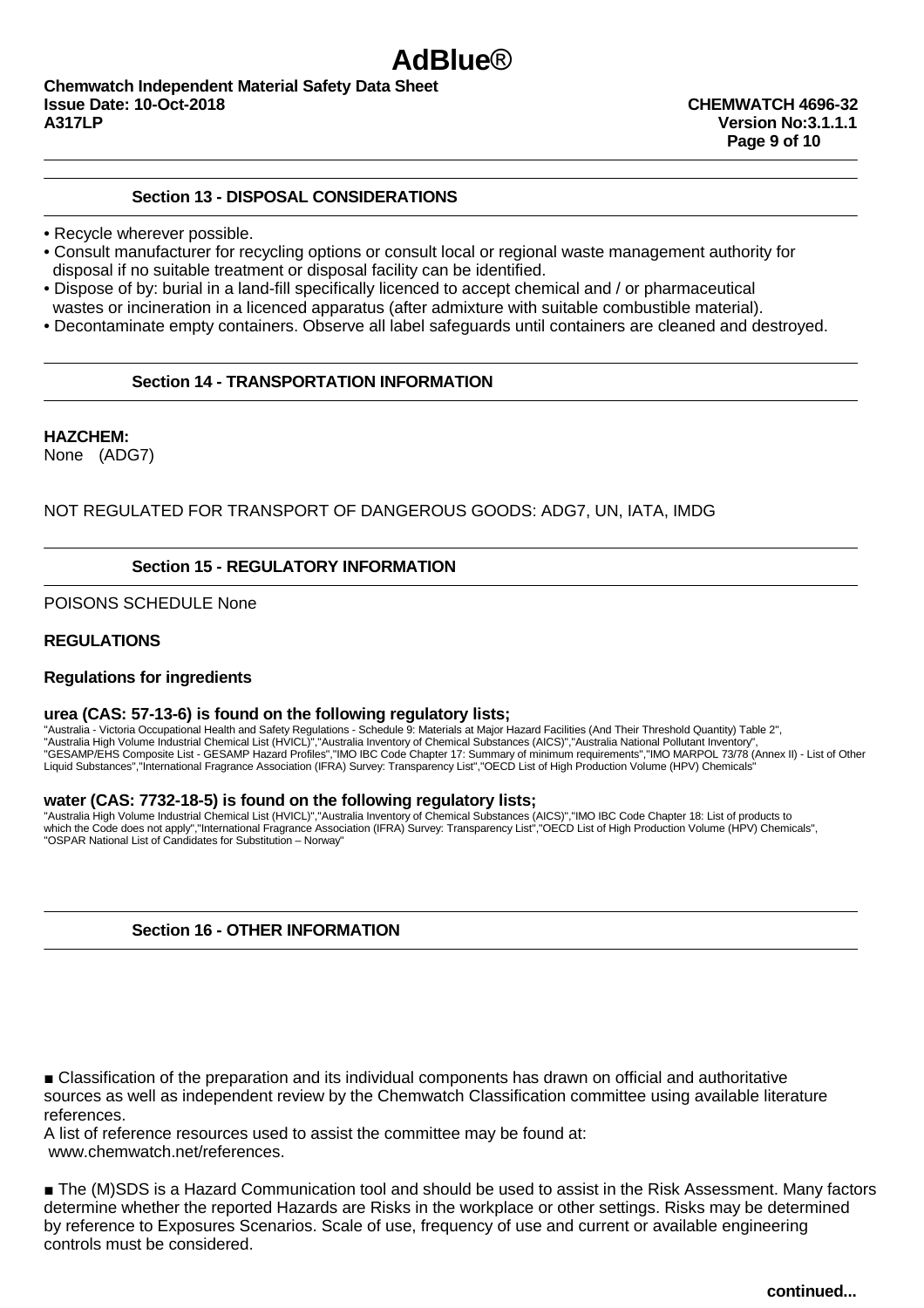## Section 13 - DISPOSAL CONSIDERATIONS

- Recycle wherever possible.
- Consult manufacturer for recycling options or consult local or regional waste management authority for disposal if no suitable treatment or disposal facility can be identified.
- Dispose of by: burial in a land-fill specifically licenced to accept chemical and / or pharmaceutical wastes or incineration in a licenced apparatus (after admixture with suitable combustible material).
- Decontaminate empty containers. Observe all label safeguards until containers are cleaned and destroyed.

## Section 14 - TRANSPORTATION INFORMATION

**HAZCHEM:**
None (ADG7)

NOT REGULATED FOR TRANSPORT OF DANGEROUS GOODS: ADG7, UN, IATA, IMDG

## Section 15 - REGULATORY INFORMATION

POISONS SCHEDULE None

**REGULATIONS**

**Regulations for ingredients**

**urea (CAS: 57-13-6) is found on the following regulatory lists;**
"Australia - Victoria Occupational Health and Safety Regulations - Schedule 9: Materials at Major Hazard Facilities (And Their Threshold Quantity) Table 2", "Australia High Volume Industrial Chemical List (HVICL)","Australia Inventory of Chemical Substances (AICS)","Australia National Pollutant Inventory", "GESAMP/EHS Composite List - GESAMP Hazard Profiles","IMO IBC Code Chapter 17: Summary of minimum requirements","IMO MARPOL 73/78 (Annex II) - List of Other Liquid Substances","International Fragrance Association (IFRA) Survey: Transparency List","OECD List of High Production Volume (HPV) Chemicals"

**water (CAS: 7732-18-5) is found on the following regulatory lists;**
"Australia High Volume Industrial Chemical List (HVICL)","Australia Inventory of Chemical Substances (AICS)","IMO IBC Code Chapter 18: List of products to which the Code does not apply","International Fragrance Association (IFRA) Survey: Transparency List","OECD List of High Production Volume (HPV) Chemicals", "OSPAR National List of Candidates for Substitution – Norway"

## Section 16 - OTHER INFORMATION

■ Classification of the preparation and its individual components has drawn on official and authoritative sources as well as independent review by the Chemwatch Classification committee using available literature references.
A list of reference resources used to assist the committee may be found at:
www.chemwatch.net/references.

■ The (M)SDS is a Hazard Communication tool and should be used to assist in the Risk Assessment. Many factors determine whether the reported Hazards are Risks in the workplace or other settings. Risks may be determined by reference to Exposures Scenarios. Scale of use, frequency of use and current or available engineering controls must be considered.

continued...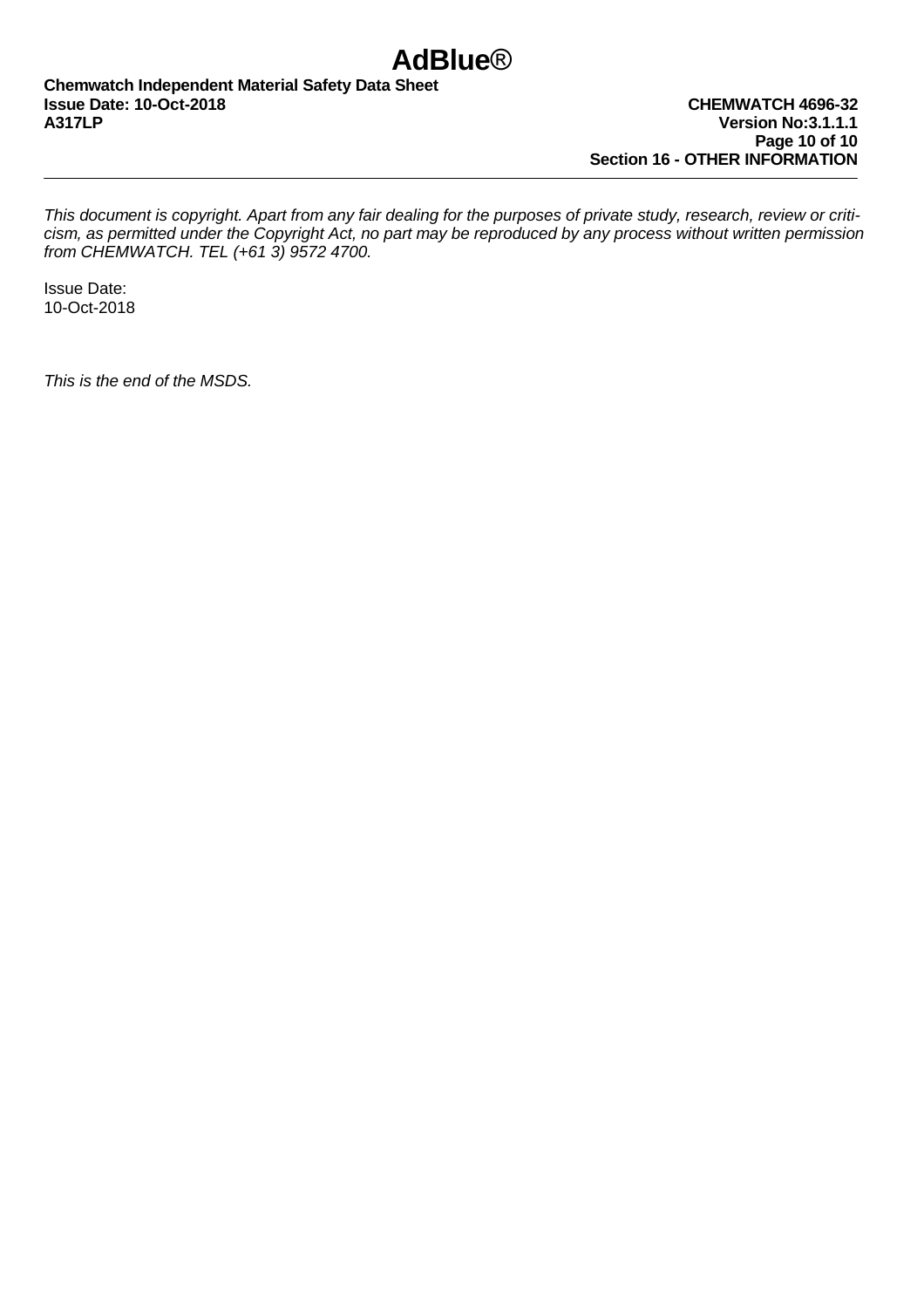*This document is copyright. Apart from any fair dealing for the purposes of private study, research, review or criticism, as permitted under the Copyright Act, no part may be reproduced by any process without written permission from CHEMWATCH. TEL (+61 3) 9572 4700.*

Issue Date:
10-Oct-2018

*This is the end of the MSDS.*